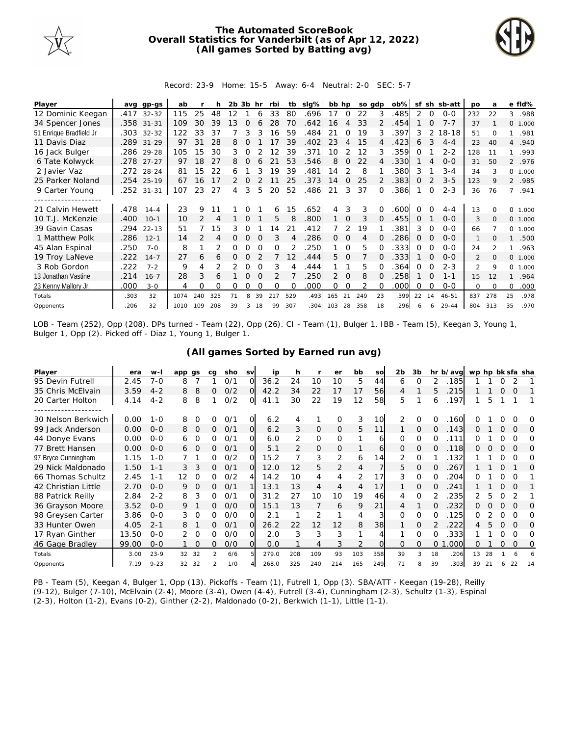# The Automated ScoreBook
## Overall Statistics for Vanderbilt (as of Apr 12, 2022)
## (All games Sorted by Batting avg)

Record: 23-9 Home: 15-5 Away: 6-4 Neutral: 2-0 SEC: 5-7

| Player | avg | gp-gs | ab | r | h | 2b | 3b | hr | rbi | tb | slg% | bb | hp | so | gdp | ob% | sf | sh | sb-att | po | a | e | fld% |
|---|---|---|---|---|---|---|---|---|---|---|---|---|---|---|---|---|---|---|---|---|---|---|---|
| 12 Dominic Keegan | .417 | 32-32 | 115 | 25 | 48 | 12 | 1 | 6 | 33 | 80 | .696 | 17 | 0 | 22 | 3 | .485 | 2 | 0 | 0-0 | 232 | 22 | 3 | .988 |
| 34 Spencer Jones | .358 | 31-31 | 109 | 30 | 39 | 13 | 0 | 6 | 28 | 70 | .642 | 16 | 4 | 33 | 2 | .454 | 1 | 0 | 7-7 | 37 | 1 | 0 | 1.000 |
| 51 Enrique Bradfield Jr | .303 | 32-32 | 122 | 33 | 37 | 7 | 3 | 3 | 16 | 59 | .484 | 21 | 0 | 19 | 3 | .397 | 3 | 2 | 18-18 | 51 | 0 | 1 | .981 |
| 11 Davis Diaz | .289 | 31-29 | 97 | 31 | 28 | 8 | 0 | 1 | 17 | 39 | .402 | 23 | 4 | 15 | 4 | .423 | 6 | 3 | 4-4 | 23 | 40 | 4 | .940 |
| 16 Jack Bulger | .286 | 29-28 | 105 | 15 | 30 | 3 | 0 | 2 | 12 | 39 | .371 | 10 | 2 | 12 | 3 | .359 | 0 | 1 | 2-2 | 128 | 11 | 1 | .993 |
| 6 Tate Kolwyck | .278 | 27-27 | 97 | 18 | 27 | 8 | 0 | 6 | 21 | 53 | .546 | 8 | 0 | 22 | 4 | .330 | 1 | 4 | 0-0 | 31 | 50 | 2 | .976 |
| 2 Javier Vaz | .272 | 28-24 | 81 | 15 | 22 | 6 | 1 | 3 | 19 | 39 | .481 | 14 | 2 | 8 | 1 | .380 | 3 | 1 | 3-4 | 34 | 3 | 0 | 1.000 |
| 25 Parker Noland | .254 | 25-19 | 67 | 16 | 17 | 2 | 0 | 2 | 11 | 25 | .373 | 14 | 0 | 25 | 2 | .383 | 0 | 2 | 3-5 | 123 | 9 | 2 | .985 |
| 9 Carter Young | .252 | 31-31 | 107 | 23 | 27 | 4 | 3 | 5 | 20 | 52 | .486 | 21 | 3 | 37 | 0 | .386 | 1 | 0 | 2-3 | 36 | 76 | 7 | .941 |
| 21 Calvin Hewett | .478 | 14-4 | 23 | 9 | 11 | 1 | 0 | 1 | 6 | 15 | .652 | 4 | 3 | 3 | 0 | .600 | 0 | 0 | 4-4 | 13 | 0 | 0 | 1.000 |
| 10 T.J. McKenzie | .400 | 10-1 | 10 | 2 | 4 | 1 | 0 | 1 | 5 | 8 | .800 | 1 | 0 | 3 | 0 | .455 | 0 | 1 | 0-0 | 3 | 0 | 0 | 1.000 |
| 39 Gavin Casas | .294 | 22-13 | 51 | 7 | 15 | 3 | 0 | 1 | 14 | 21 | .412 | 7 | 2 | 19 | 1 | .381 | 3 | 0 | 0-0 | 66 | 7 | 0 | 1.000 |
| 1 Matthew Polk | .286 | 12-1 | 14 | 2 | 4 | 0 | 0 | 0 | 3 | 4 | .286 | 0 | 0 | 4 | 0 | .286 | 0 | 0 | 0-0 | 1 | 0 | 1 | .500 |
| 45 Alan Espinal | .250 | 7-0 | 8 | 1 | 2 | 0 | 0 | 0 | 0 | 2 | .250 | 1 | 0 | 5 | 0 | .333 | 0 | 0 | 0-0 | 24 | 2 | 1 | .963 |
| 19 Troy LaNeve | .222 | 14-7 | 27 | 6 | 6 | 0 | 0 | 2 | 7 | 12 | .444 | 5 | 0 | 7 | 0 | .333 | 1 | 0 | 0-0 | 2 | 0 | 0 | 1.000 |
| 3 Rob Gordon | .222 | 7-2 | 9 | 4 | 2 | 2 | 0 | 0 | 3 | 4 | .444 | 1 | 1 | 5 | 0 | .364 | 0 | 0 | 2-3 | 2 | 9 | 0 | 1.000 |
| 13 Jonathan Vastine | .214 | 16-7 | 28 | 3 | 6 | 1 | 0 | 0 | 2 | 7 | .250 | 2 | 0 | 8 | 0 | .258 | 1 | 0 | 1-1 | 15 | 12 | 1 | .964 |
| 23 Kenny Mallory Jr. | .000 | 3-0 | 4 | 0 | 0 | 0 | 0 | 0 | 0 | 0 | .000 | 0 | 0 | 2 | 0 | .000 | 0 | 0 | 0-0 | 0 | 0 | 0 | .000 |
| Totals | .303 | 32 | 1074 | 240 | 325 | 71 | 8 | 39 | 217 | 529 | .493 | 165 | 21 | 249 | 23 | .399 | 22 | 14 | 46-51 | 837 | 278 | 25 | .978 |
| Opponents | .206 | 32 | 1010 | 109 | 208 | 39 | 3 | 18 | 99 | 307 | .304 | 103 | 28 | 358 | 18 | .296 | 6 | 6 | 29-44 | 804 | 313 | 35 | .970 |

LOB - Team (252), Opp (208). DPs turned - Team (22), Opp (26). CI - Team (1), Bulger 1. IBB - Team (5), Keegan 3, Young 1, Bulger 1, Opp (2). Picked off - Diaz 1, Young 1, Bulger 1.

## (All games Sorted by Earned run avg)

| Player | era | w-l | app | gs | cg | sho | sv | ip | h | r | er | bb | so | 2b | 3b | hr | b/avg | wp | hp | bk | sfa | sha |
|---|---|---|---|---|---|---|---|---|---|---|---|---|---|---|---|---|---|---|---|---|---|---|
| 95 Devin Futrell | 2.45 | 7-0 | 8 | 7 | 1 | 0/1 | 0 | 36.2 | 24 | 10 | 10 | 5 | 44 | 6 | 0 | 2 | .185 | 1 | 1 | 0 | 2 | 1 |
| 35 Chris McElvain | 3.59 | 4-2 | 8 | 8 | 0 | 0/2 | 0 | 42.2 | 34 | 22 | 17 | 17 | 56 | 4 | 1 | 5 | .215 | 1 | 1 | 0 | 0 | 1 |
| 20 Carter Holton | 4.14 | 4-2 | 8 | 8 | 1 | 0/2 | 0 | 41.1 | 30 | 22 | 19 | 12 | 58 | 5 | 1 | 6 | .197 | 1 | 5 | 1 | 1 | 1 |
| 30 Nelson Berkwich | 0.00 | 1-0 | 8 | 0 | 0 | 0/1 | 0 | 6.2 | 4 | 1 | 0 | 3 | 10 | 2 | 0 | 0 | .160 | 0 | 1 | 0 | 0 | 0 |
| 99 Jack Anderson | 0.00 | 0-0 | 8 | 0 | 0 | 0/1 | 0 | 6.2 | 3 | 0 | 0 | 5 | 11 | 1 | 0 | 0 | .143 | 0 | 1 | 0 | 0 | 0 |
| 44 Donye Evans | 0.00 | 0-0 | 6 | 0 | 0 | 0/1 | 0 | 6.0 | 2 | 0 | 0 | 1 | 6 | 0 | 0 | 0 | .111 | 0 | 1 | 0 | 0 | 0 |
| 77 Brett Hansen | 0.00 | 0-0 | 6 | 0 | 0 | 0/1 | 0 | 5.1 | 2 | 0 | 0 | 1 | 6 | 0 | 0 | 0 | .118 | 0 | 0 | 0 | 0 | 0 |
| 97 Bryce Cunningham | 1.15 | 1-0 | 7 | 1 | 0 | 0/2 | 0 | 15.2 | 7 | 3 | 2 | 6 | 14 | 2 | 0 | 1 | .132 | 1 | 1 | 0 | 0 | 0 |
| 29 Nick Maldonado | 1.50 | 1-1 | 3 | 3 | 0 | 0/1 | 0 | 12.0 | 12 | 5 | 2 | 4 | 7 | 5 | 0 | 0 | .267 | 1 | 1 | 0 | 1 | 0 |
| 66 Thomas Schultz | 2.45 | 1-1 | 12 | 0 | 0 | 0/2 | 4 | 14.2 | 10 | 4 | 4 | 2 | 17 | 3 | 0 | 0 | .204 | 0 | 1 | 0 | 0 | 1 |
| 42 Christian Little | 2.70 | 0-0 | 9 | 0 | 0 | 0/1 | 1 | 13.1 | 13 | 4 | 4 | 4 | 17 | 1 | 0 | 0 | .241 | 1 | 1 | 0 | 0 | 1 |
| 88 Patrick Reilly | 2.84 | 2-2 | 8 | 3 | 0 | 0/1 | 0 | 31.2 | 27 | 10 | 10 | 19 | 46 | 4 | 0 | 2 | .235 | 2 | 5 | 0 | 2 | 1 |
| 36 Grayson Moore | 3.52 | 0-0 | 9 | 1 | 0 | 0/0 | 0 | 15.1 | 13 | 7 | 6 | 9 | 21 | 4 | 1 | 0 | .232 | 0 | 0 | 0 | 0 | 0 |
| 98 Greysen Carter | 3.86 | 0-0 | 3 | 0 | 0 | 0/0 | 0 | 2.1 | 1 | 2 | 1 | 4 | 3 | 0 | 0 | 0 | .125 | 0 | 2 | 0 | 0 | 0 |
| 33 Hunter Owen | 4.05 | 2-1 | 8 | 1 | 0 | 0/1 | 0 | 26.2 | 22 | 12 | 12 | 8 | 38 | 1 | 0 | 2 | .222 | 4 | 5 | 0 | 0 | 0 |
| 17 Ryan Ginther | 13.50 | 0-0 | 2 | 0 | 0 | 0/0 | 0 | 2.0 | 3 | 3 | 3 | 1 | 4 | 1 | 0 | 0 | .333 | 1 | 1 | 0 | 0 | 0 |
| 46 Gage Bradley | 99.00 | 0-0 | 1 | 0 | 0 | 0/0 | 0 | 0.0 | 1 | 4 | 3 | 2 | 0 | 0 | 0 | 0 | 1.000 | 0 | 1 | 0 | 0 | 0 |
| Totals | 3.00 | 23-9 | 32 | 32 | 2 | 6/6 | 5 | 279.0 | 208 | 109 | 93 | 103 | 358 | 39 | 3 | 18 | .206 | 13 | 28 | 1 | 6 | 6 |
| Opponents | 7.19 | 9-23 | 32 | 32 | 2 | 1/0 | 4 | 268.0 | 325 | 240 | 214 | 165 | 249 | 71 | 8 | 39 | .303 | 39 | 21 | 6 | 22 | 14 |

PB - Team (5), Keegan 4, Bulger 1, Opp (13). Pickoffs - Team (1), Futrell 1, Opp (3). SBA/ATT - Keegan (19-28), Reilly (9-12), Bulger (7-10), McElvain (2-4), Moore (3-4), Owen (4-4), Futrell (3-4), Cunningham (2-3), Schultz (1-3), Espinal (2-3), Holton (1-2), Evans (0-2), Ginther (2-2), Maldonado (0-2), Berkwich (1-1), Little (1-1).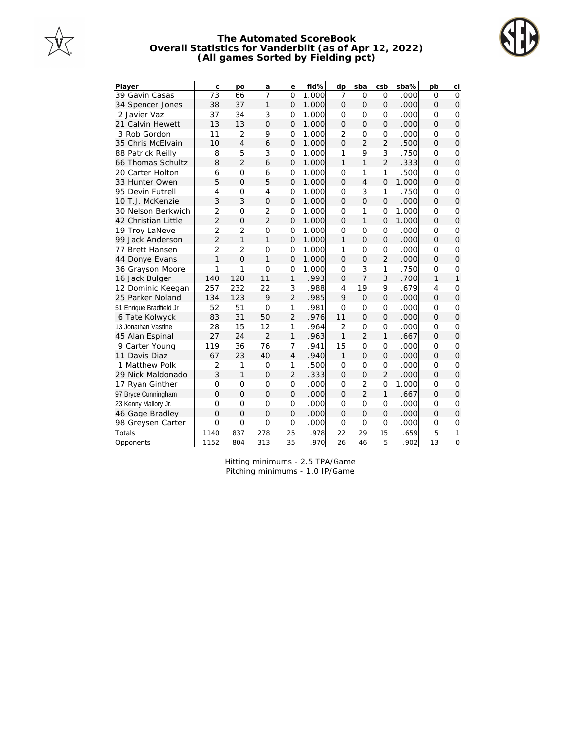# The Automated ScoreBook
## Overall Statistics for Vanderbilt (as of Apr 12, 2022)
### (All games Sorted by Fielding pct)

| Player | c | po | a | e | fld% | dp | sba | csb | sba% | pb | ci |
|---|---|---|---|---|---|---|---|---|---|---|---|
| 39 Gavin Casas | 73 | 66 | 7 | 0 | 1.000 | 7 | 0 | 0 | .000 | 0 | 0 |
| 34 Spencer Jones | 38 | 37 | 1 | 0 | 1.000 | 0 | 0 | 0 | .000 | 0 | 0 |
| 2 Javier Vaz | 37 | 34 | 3 | 0 | 1.000 | 0 | 0 | 0 | .000 | 0 | 0 |
| 21 Calvin Hewett | 13 | 13 | 0 | 0 | 1.000 | 0 | 0 | 0 | .000 | 0 | 0 |
| 3 Rob Gordon | 11 | 2 | 9 | 0 | 1.000 | 2 | 0 | 0 | .000 | 0 | 0 |
| 35 Chris McElvain | 10 | 4 | 6 | 0 | 1.000 | 0 | 2 | 2 | .500 | 0 | 0 |
| 88 Patrick Reilly | 8 | 5 | 3 | 0 | 1.000 | 1 | 9 | 3 | .750 | 0 | 0 |
| 66 Thomas Schultz | 8 | 2 | 6 | 0 | 1.000 | 1 | 1 | 2 | .333 | 0 | 0 |
| 20 Carter Holton | 6 | 0 | 6 | 0 | 1.000 | 0 | 1 | 1 | .500 | 0 | 0 |
| 33 Hunter Owen | 5 | 0 | 5 | 0 | 1.000 | 0 | 4 | 0 | 1.000 | 0 | 0 |
| 95 Devin Futrell | 4 | 0 | 4 | 0 | 1.000 | 0 | 3 | 1 | .750 | 0 | 0 |
| 10 T.J. McKenzie | 3 | 3 | 0 | 0 | 1.000 | 0 | 0 | 0 | .000 | 0 | 0 |
| 30 Nelson Berkwich | 2 | 0 | 2 | 0 | 1.000 | 0 | 1 | 0 | 1.000 | 0 | 0 |
| 42 Christian Little | 2 | 0 | 2 | 0 | 1.000 | 0 | 1 | 0 | 1.000 | 0 | 0 |
| 19 Troy LaNeve | 2 | 2 | 0 | 0 | 1.000 | 0 | 0 | 0 | .000 | 0 | 0 |
| 99 Jack Anderson | 2 | 1 | 1 | 0 | 1.000 | 1 | 0 | 0 | .000 | 0 | 0 |
| 77 Brett Hansen | 2 | 2 | 0 | 0 | 1.000 | 1 | 0 | 0 | .000 | 0 | 0 |
| 44 Donye Evans | 1 | 0 | 1 | 0 | 1.000 | 0 | 0 | 2 | .000 | 0 | 0 |
| 36 Grayson Moore | 1 | 1 | 0 | 0 | 1.000 | 0 | 3 | 1 | .750 | 0 | 0 |
| 16 Jack Bulger | 140 | 128 | 11 | 1 | .993 | 0 | 7 | 3 | .700 | 1 | 1 |
| 12 Dominic Keegan | 257 | 232 | 22 | 3 | .988 | 4 | 19 | 9 | .679 | 4 | 0 |
| 25 Parker Noland | 134 | 123 | 9 | 2 | .985 | 9 | 0 | 0 | .000 | 0 | 0 |
| 51 Enrique Bradfield Jr | 52 | 51 | 0 | 1 | .981 | 0 | 0 | 0 | .000 | 0 | 0 |
| 6 Tate Kolwyck | 83 | 31 | 50 | 2 | .976 | 11 | 0 | 0 | .000 | 0 | 0 |
| 13 Jonathan Vastine | 28 | 15 | 12 | 1 | .964 | 2 | 0 | 0 | .000 | 0 | 0 |
| 45 Alan Espinal | 27 | 24 | 2 | 1 | .963 | 1 | 2 | 1 | .667 | 0 | 0 |
| 9 Carter Young | 119 | 36 | 76 | 7 | .941 | 15 | 0 | 0 | .000 | 0 | 0 |
| 11 Davis Diaz | 67 | 23 | 40 | 4 | .940 | 1 | 0 | 0 | .000 | 0 | 0 |
| 1 Matthew Polk | 2 | 1 | 0 | 1 | .500 | 0 | 0 | 0 | .000 | 0 | 0 |
| 29 Nick Maldonado | 3 | 1 | 0 | 2 | .333 | 0 | 0 | 2 | .000 | 0 | 0 |
| 17 Ryan Ginther | 0 | 0 | 0 | 0 | .000 | 0 | 2 | 0 | 1.000 | 0 | 0 |
| 97 Bryce Cunningham | 0 | 0 | 0 | 0 | .000 | 0 | 2 | 1 | .667 | 0 | 0 |
| 23 Kenny Mallory Jr. | 0 | 0 | 0 | 0 | .000 | 0 | 0 | 0 | .000 | 0 | 0 |
| 46 Gage Bradley | 0 | 0 | 0 | 0 | .000 | 0 | 0 | 0 | .000 | 0 | 0 |
| 98 Greysen Carter | 0 | 0 | 0 | 0 | .000 | 0 | 0 | 0 | .000 | 0 | 0 |
| Totals | 1140 | 837 | 278 | 25 | .978 | 22 | 29 | 15 | .659 | 5 | 1 |
| Opponents | 1152 | 804 | 313 | 35 | .970 | 26 | 46 | 5 | .902 | 13 | 0 |

Hitting minimums - 2.5 TPA/Game
Pitching minimums - 1.0 IP/Game